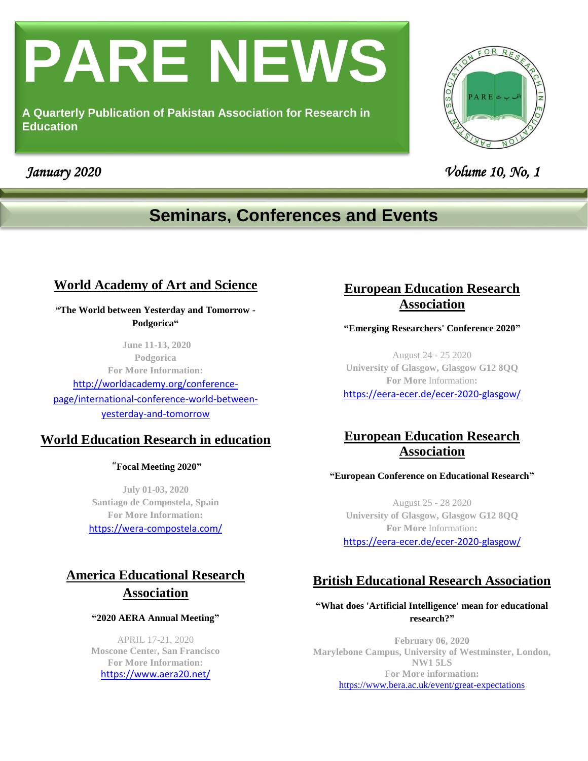# PARE NEWS

**A Quarterly Publication of Pakistan Association for Research in Education**

*January 2020* *Volume 10, No, 1*

## Seminars, Conferences and Events

### World Academy of Art and Science

**"The World between Yesterday and Tomorrow - Podgorica"**

June 11-13, 2020
Podgorica
For More Information:
http://worldacademy.org/conference-page/international-conference-world-between-yesterday-and-tomorrow

### World Education Research in education

**"Focal Meeting 2020"**

July 01-03, 2020
Santiago de Compostela, Spain
For More Information:
https://wera-compostela.com/

### America Educational Research Association

**"2020 AERA Annual Meeting"**

APRIL 17-21, 2020
Moscone Center, San Francisco
For More Information:
https://www.aera20.net/

### European Education Research Association

**"Emerging Researchers' Conference 2020"**

August 24 - 25 2020
University of Glasgow, Glasgow G12 8QQ
For More Information:
https://eera-ecer.de/ecer-2020-glasgow/

### European Education Research Association

**"European Conference on Educational Research"**

August 25 - 28 2020
University of Glasgow, Glasgow G12 8QQ
For More Information:
https://eera-ecer.de/ecer-2020-glasgow/

### British Educational Research Association

**"What does 'Artificial Intelligence' mean for educational research?"**

February 06, 2020
Marylebone Campus, University of Westminster, London, NW1 5LS
For More information:
https://www.bera.ac.uk/event/great-expectations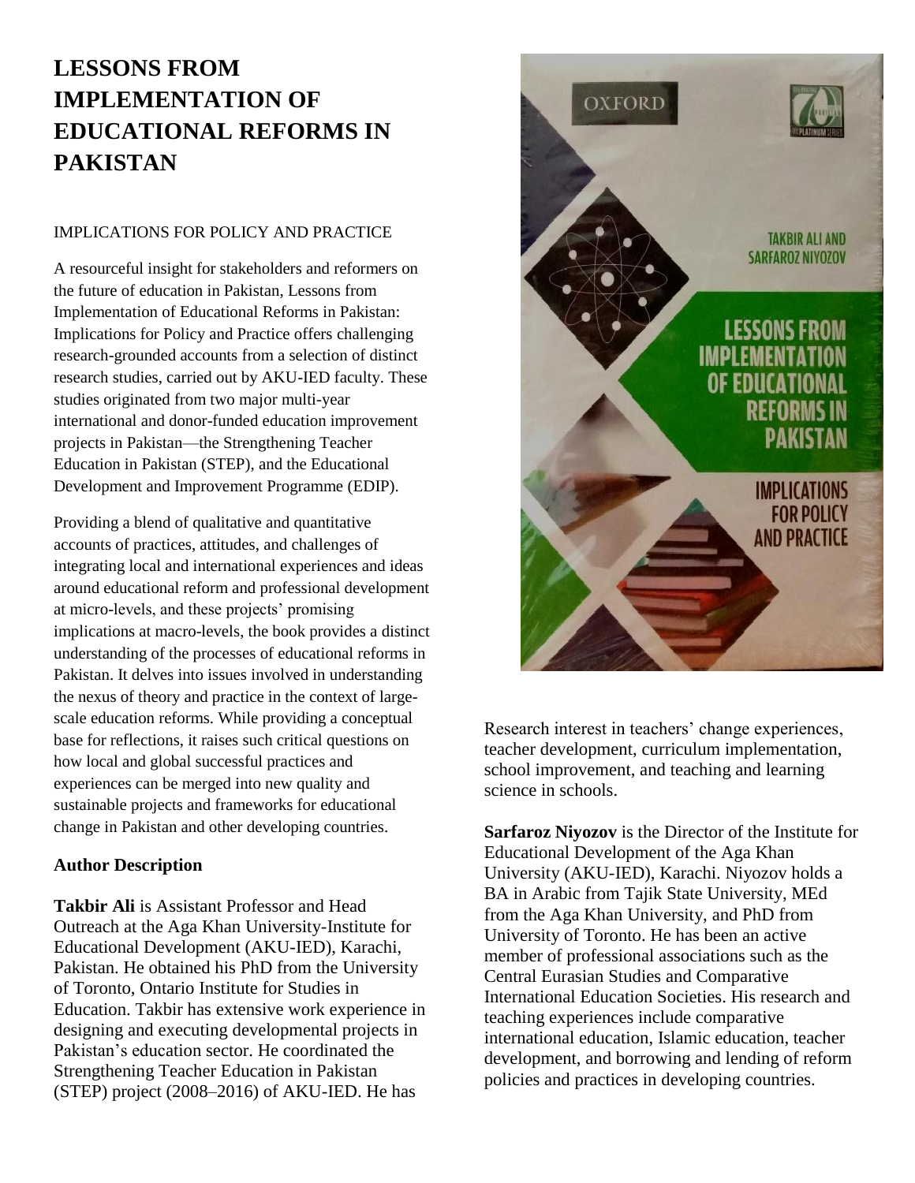# LESSONS FROM IMPLEMENTATION OF EDUCATIONAL REFORMS IN PAKISTAN

IMPLICATIONS FOR POLICY AND PRACTICE

A resourceful insight for stakeholders and reformers on the future of education in Pakistan, Lessons from Implementation of Educational Reforms in Pakistan: Implications for Policy and Practice offers challenging research-grounded accounts from a selection of distinct research studies, carried out by AKU-IED faculty. These studies originated from two major multi-year international and donor-funded education improvement projects in Pakistan—the Strengthening Teacher Education in Pakistan (STEP), and the Educational Development and Improvement Programme (EDIP).

Providing a blend of qualitative and quantitative accounts of practices, attitudes, and challenges of integrating local and international experiences and ideas around educational reform and professional development at micro-levels, and these projects' promising implications at macro-levels, the book provides a distinct understanding of the processes of educational reforms in Pakistan. It delves into issues involved in understanding the nexus of theory and practice in the context of large-scale education reforms. While providing a conceptual base for reflections, it raises such critical questions on how local and global successful practices and experiences can be merged into new quality and sustainable projects and frameworks for educational change in Pakistan and other developing countries.

### Author Description

**Takbir Ali** is Assistant Professor and Head Outreach at the Aga Khan University-Institute for Educational Development (AKU-IED), Karachi, Pakistan. He obtained his PhD from the University of Toronto, Ontario Institute for Studies in Education. Takbir has extensive work experience in designing and executing developmental projects in Pakistan's education sector. He coordinated the Strengthening Teacher Education in Pakistan (STEP) project (2008–2016) of AKU-IED. He has Research interest in teachers' change experiences, teacher development, curriculum implementation, school improvement, and teaching and learning science in schools.

**Sarfaroz Niyozov** is the Director of the Institute for Educational Development of the Aga Khan University (AKU-IED), Karachi. Niyozov holds a BA in Arabic from Tajik State University, MEd from the Aga Khan University, and PhD from University of Toronto. He has been an active member of professional associations such as the Central Eurasian Studies and Comparative International Education Societies. His research and teaching experiences include comparative international education, Islamic education, teacher development, and borrowing and lending of reform policies and practices in developing countries.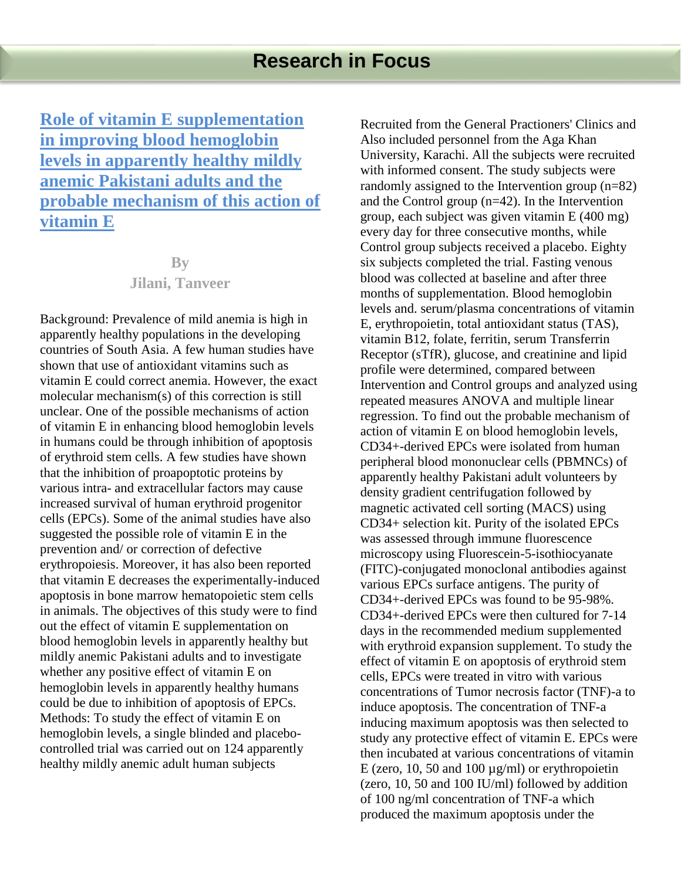# Research in Focus

## [Role of vitamin E supplementation in improving blood hemoglobin levels in apparently healthy mildly anemic Pakistani adults and the probable mechanism of this action of vitamin E]()

**By**

**Jilani, Tanveer**

Background: Prevalence of mild anemia is high in apparently healthy populations in the developing countries of South Asia. A few human studies have shown that use of antioxidant vitamins such as vitamin E could correct anemia. However, the exact molecular mechanism(s) of this correction is still unclear. One of the possible mechanisms of action of vitamin E in enhancing blood hemoglobin levels in humans could be through inhibition of apoptosis of erythroid stem cells. A few studies have shown that the inhibition of proapoptotic proteins by various intra- and extracellular factors may cause increased survival of human erythroid progenitor cells (EPCs). Some of the animal studies have also suggested the possible role of vitamin E in the prevention and/ or correction of defective erythropoiesis. Moreover, it has also been reported that vitamin E decreases the experimentally-induced apoptosis in bone marrow hematopoietic stem cells in animals. The objectives of this study were to find out the effect of vitamin E supplementation on blood hemoglobin levels in apparently healthy but mildly anemic Pakistani adults and to investigate whether any positive effect of vitamin E on hemoglobin levels in apparently healthy humans could be due to inhibition of apoptosis of EPCs. Methods: To study the effect of vitamin E on hemoglobin levels, a single blinded and placebo-controlled trial was carried out on 124 apparently healthy mildly anemic adult human subjects Recruited from the General Practioners' Clinics and Also included personnel from the Aga Khan University, Karachi. All the subjects were recruited with informed consent. The study subjects were randomly assigned to the Intervention group (n=82) and the Control group (n=42). In the Intervention group, each subject was given vitamin E (400 mg) every day for three consecutive months, while Control group subjects received a placebo. Eighty six subjects completed the trial. Fasting venous blood was collected at baseline and after three months of supplementation. Blood hemoglobin levels and. serum/plasma concentrations of vitamin E, erythropoietin, total antioxidant status (TAS), vitamin B12, folate, ferritin, serum Transferrin Receptor (sTfR), glucose, and creatinine and lipid profile were determined, compared between Intervention and Control groups and analyzed using repeated measures ANOVA and multiple linear regression. To find out the probable mechanism of action of vitamin E on blood hemoglobin levels, CD34+-derived EPCs were isolated from human peripheral blood mononuclear cells (PBMNCs) of apparently healthy Pakistani adult volunteers by density gradient centrifugation followed by magnetic activated cell sorting (MACS) using CD34+ selection kit. Purity of the isolated EPCs was assessed through immune fluorescence microscopy using Fluorescein-5-isothiocyanate (FITC)-conjugated monoclonal antibodies against various EPCs surface antigens. The purity of CD34+-derived EPCs was found to be 95-98%. CD34+-derived EPCs were then cultured for 7-14 days in the recommended medium supplemented with erythroid expansion supplement. To study the effect of vitamin E on apoptosis of erythroid stem cells, EPCs were treated in vitro with various concentrations of Tumor necrosis factor (TNF)-a to induce apoptosis. The concentration of TNF-a inducing maximum apoptosis was then selected to study any protective effect of vitamin E. EPCs were then incubated at various concentrations of vitamin E (zero, 10, 50 and 100 µg/ml) or erythropoietin (zero, 10, 50 and 100 IU/ml) followed by addition of 100 ng/ml concentration of TNF-a which produced the maximum apoptosis under the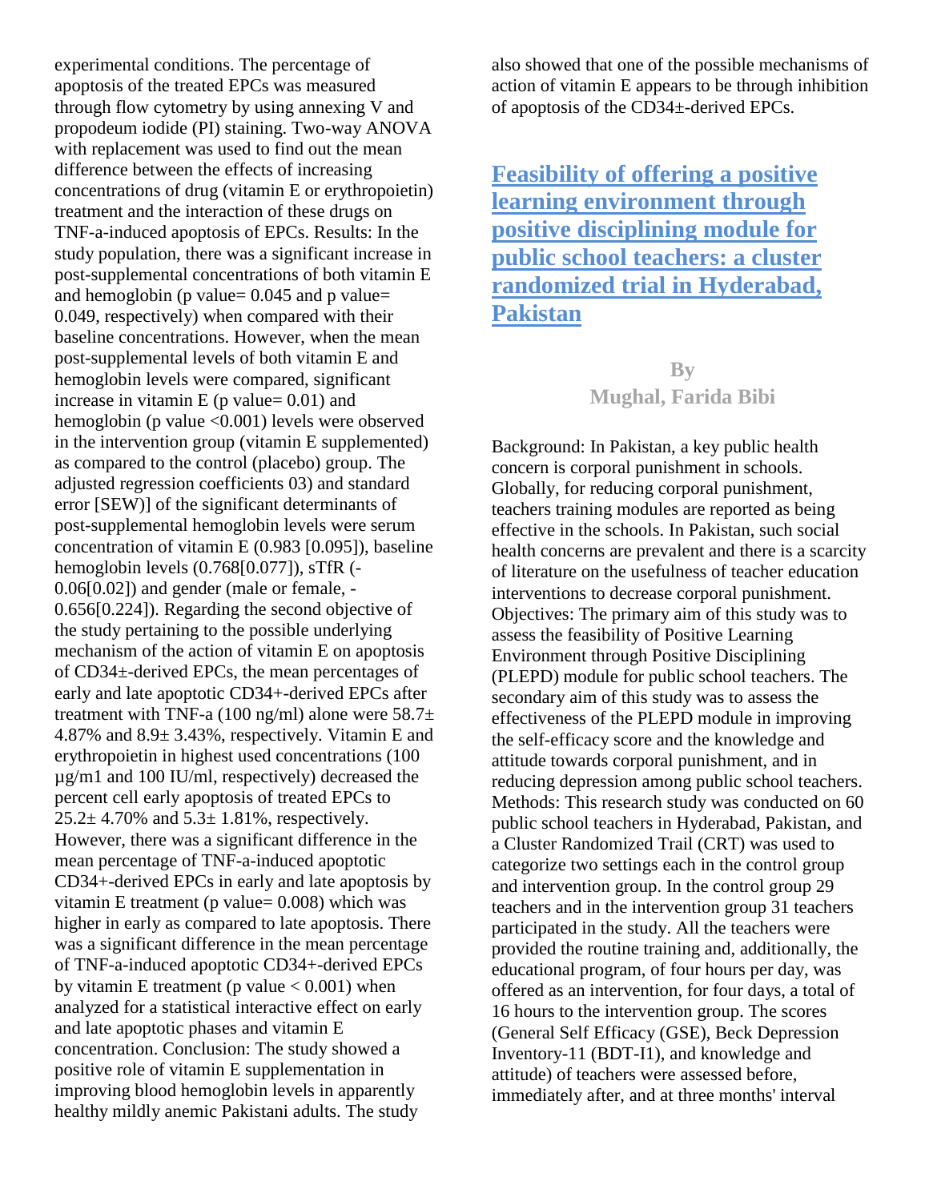experimental conditions. The percentage of apoptosis of the treated EPCs was measured through flow cytometry by using annexing V and propodeum iodide (PI) staining. Two-way ANOVA with replacement was used to find out the mean difference between the effects of increasing concentrations of drug (vitamin E or erythropoietin) treatment and the interaction of these drugs on TNF-a-induced apoptosis of EPCs. Results: In the study population, there was a significant increase in post-supplemental concentrations of both vitamin E and hemoglobin (p value= 0.045 and p value= 0.049, respectively) when compared with their baseline concentrations. However, when the mean post-supplemental levels of both vitamin E and hemoglobin levels were compared, significant increase in vitamin E (p value= 0.01) and hemoglobin (p value <0.001) levels were observed in the intervention group (vitamin E supplemented) as compared to the control (placebo) group. The adjusted regression coefficients 03) and standard error [SEW)] of the significant determinants of post-supplemental hemoglobin levels were serum concentration of vitamin E (0.983 [0.095]), baseline hemoglobin levels (0.768[0.077]), sTfR (-0.06[0.02]) and gender (male or female, -0.656[0.224]). Regarding the second objective of the study pertaining to the possible underlying mechanism of the action of vitamin E on apoptosis of CD34±-derived EPCs, the mean percentages of early and late apoptotic CD34+-derived EPCs after treatment with TNF-a (100 ng/ml) alone were 58.7± 4.87% and 8.9± 3.43%, respectively. Vitamin E and erythropoietin in highest used concentrations (100 µg/m1 and 100 IU/ml, respectively) decreased the percent cell early apoptosis of treated EPCs to 25.2± 4.70% and 5.3± 1.81%, respectively. However, there was a significant difference in the mean percentage of TNF-a-induced apoptotic CD34+-derived EPCs in early and late apoptosis by vitamin E treatment (p value= 0.008) which was higher in early as compared to late apoptosis. There was a significant difference in the mean percentage of TNF-a-induced apoptotic CD34+-derived EPCs by vitamin E treatment (p value < 0.001) when analyzed for a statistical interactive effect on early and late apoptotic phases and vitamin E concentration. Conclusion: The study showed a positive role of vitamin E supplementation in improving blood hemoglobin levels in apparently healthy mildly anemic Pakistani adults. The study also showed that one of the possible mechanisms of action of vitamin E appears to be through inhibition of apoptosis of the CD34±-derived EPCs.

## Feasibility of offering a positive learning environment through positive disciplining module for public school teachers: a cluster randomized trial in Hyderabad, Pakistan

**By**
**Mughal, Farida Bibi**

Background: In Pakistan, a key public health concern is corporal punishment in schools. Globally, for reducing corporal punishment, teachers training modules are reported as being effective in the schools. In Pakistan, such social health concerns are prevalent and there is a scarcity of literature on the usefulness of teacher education interventions to decrease corporal punishment. Objectives: The primary aim of this study was to assess the feasibility of Positive Learning Environment through Positive Disciplining (PLEPD) module for public school teachers. The secondary aim of this study was to assess the effectiveness of the PLEPD module in improving the self-efficacy score and the knowledge and attitude towards corporal punishment, and in reducing depression among public school teachers. Methods: This research study was conducted on 60 public school teachers in Hyderabad, Pakistan, and a Cluster Randomized Trail (CRT) was used to categorize two settings each in the control group and intervention group. In the control group 29 teachers and in the intervention group 31 teachers participated in the study. All the teachers were provided the routine training and, additionally, the educational program, of four hours per day, was offered as an intervention, for four days, a total of 16 hours to the intervention group. The scores (General Self Efficacy (GSE), Beck Depression Inventory-11 (BDT-I1), and knowledge and attitude) of teachers were assessed before, immediately after, and at three months' interval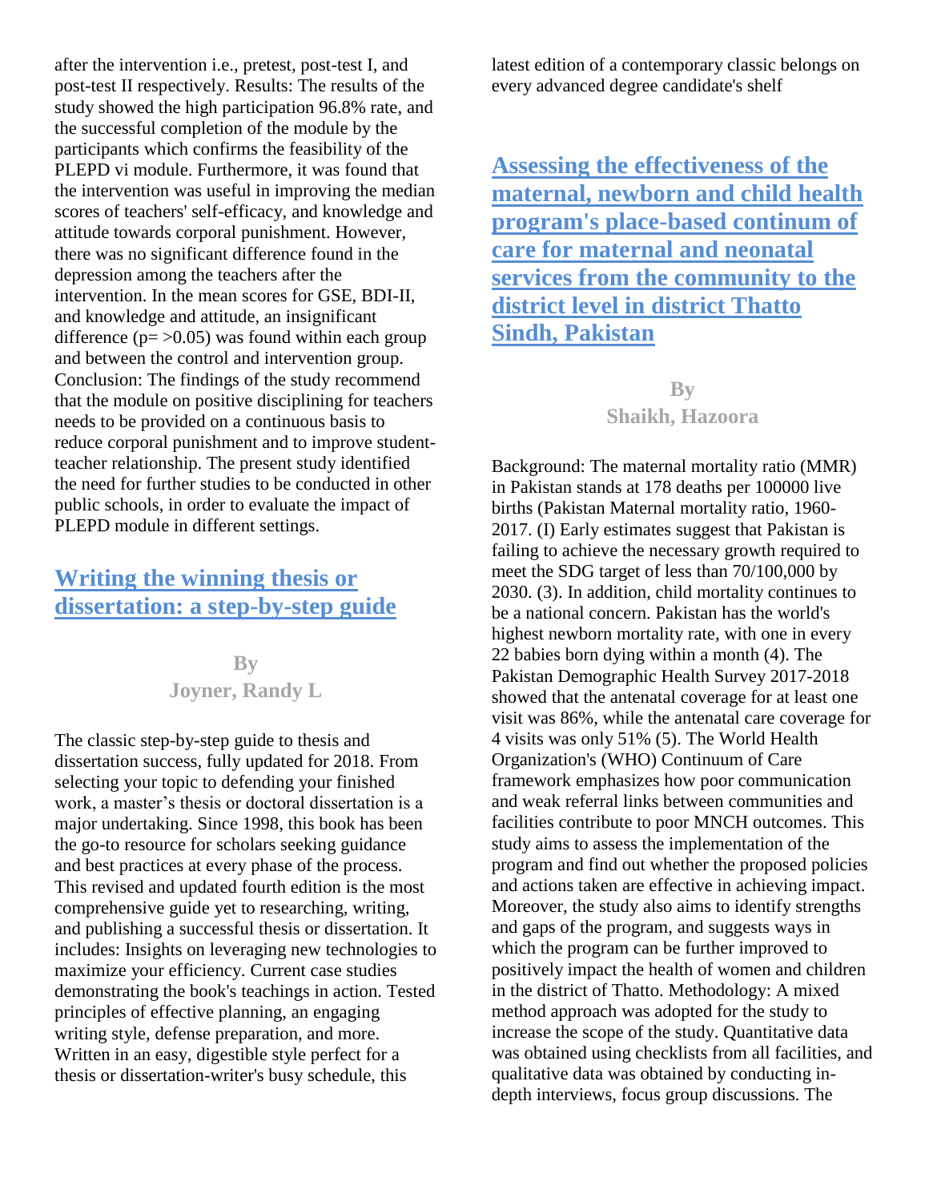after the intervention i.e., pretest, post-test I, and post-test II respectively. Results: The results of the study showed the high participation 96.8% rate, and the successful completion of the module by the participants which confirms the feasibility of the PLEPD vi module. Furthermore, it was found that the intervention was useful in improving the median scores of teachers' self-efficacy, and knowledge and attitude towards corporal punishment. However, there was no significant difference found in the depression among the teachers after the intervention. In the mean scores for GSE, BDI-II, and knowledge and attitude, an insignificant difference (p= >0.05) was found within each group and between the control and intervention group. Conclusion: The findings of the study recommend that the module on positive disciplining for teachers needs to be provided on a continuous basis to reduce corporal punishment and to improve student-teacher relationship. The present study identified the need for further studies to be conducted in other public schools, in order to evaluate the impact of PLEPD module in different settings.

## Writing the winning thesis or dissertation: a step-by-step guide

**By**
**Joyner, Randy L**

The classic step-by-step guide to thesis and dissertation success, fully updated for 2018. From selecting your topic to defending your finished work, a master's thesis or doctoral dissertation is a major undertaking. Since 1998, this book has been the go-to resource for scholars seeking guidance and best practices at every phase of the process. This revised and updated fourth edition is the most comprehensive guide yet to researching, writing, and publishing a successful thesis or dissertation. It includes: Insights on leveraging new technologies to maximize your efficiency. Current case studies demonstrating the book's teachings in action. Tested principles of effective planning, an engaging writing style, defense preparation, and more. Written in an easy, digestible style perfect for a thesis or dissertation-writer's busy schedule, this latest edition of a contemporary classic belongs on every advanced degree candidate's shelf

## Assessing the effectiveness of the maternal, newborn and child health program's place-based continum of care for maternal and neonatal services from the community to the district level in district Thatto Sindh, Pakistan

**By**
**Shaikh, Hazoora**

Background: The maternal mortality ratio (MMR) in Pakistan stands at 178 deaths per 100000 live births (Pakistan Maternal mortality ratio, 1960-2017. (I) Early estimates suggest that Pakistan is failing to achieve the necessary growth required to meet the SDG target of less than 70/100,000 by 2030. (3). In addition, child mortality continues to be a national concern. Pakistan has the world's highest newborn mortality rate, with one in every 22 babies born dying within a month (4). The Pakistan Demographic Health Survey 2017-2018 showed that the antenatal coverage for at least one visit was 86%, while the antenatal care coverage for 4 visits was only 51% (5). The World Health Organization's (WHO) Continuum of Care framework emphasizes how poor communication and weak referral links between communities and facilities contribute to poor MNCH outcomes. This study aims to assess the implementation of the program and find out whether the proposed policies and actions taken are effective in achieving impact. Moreover, the study also aims to identify strengths and gaps of the program, and suggests ways in which the program can be further improved to positively impact the health of women and children in the district of Thatto. Methodology: A mixed method approach was adopted for the study to increase the scope of the study. Quantitative data was obtained using checklists from all facilities, and qualitative data was obtained by conducting in-depth interviews, focus group discussions. The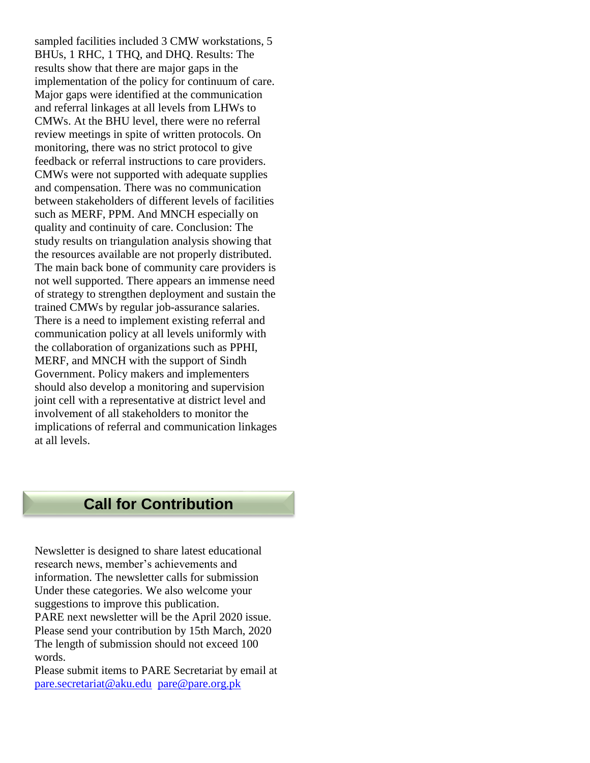sampled facilities included 3 CMW workstations, 5 BHUs, 1 RHC, 1 THQ, and DHQ. Results: The results show that there are major gaps in the implementation of the policy for continuum of care. Major gaps were identified at the communication and referral linkages at all levels from LHWs to CMWs. At the BHU level, there were no referral review meetings in spite of written protocols. On monitoring, there was no strict protocol to give feedback or referral instructions to care providers. CMWs were not supported with adequate supplies and compensation. There was no communication between stakeholders of different levels of facilities such as MERF, PPM. And MNCH especially on quality and continuity of care. Conclusion: The study results on triangulation analysis showing that the resources available are not properly distributed. The main back bone of community care providers is not well supported. There appears an immense need of strategy to strengthen deployment and sustain the trained CMWs by regular job-assurance salaries. There is a need to implement existing referral and communication policy at all levels uniformly with the collaboration of organizations such as PPHI, MERF, and MNCH with the support of Sindh Government. Policy makers and implementers should also develop a monitoring and supervision joint cell with a representative at district level and involvement of all stakeholders to monitor the implications of referral and communication linkages at all levels.

## Call for Contribution

Newsletter is designed to share latest educational research news, member's achievements and information. The newsletter calls for submission Under these categories. We also welcome your suggestions to improve this publication.

PARE next newsletter will be the April 2020 issue. Please send your contribution by 15th March, 2020 The length of submission should not exceed 100 words.

Please submit items to PARE Secretariat by email at pare.secretariat@aku.edu pare@pare.org.pk